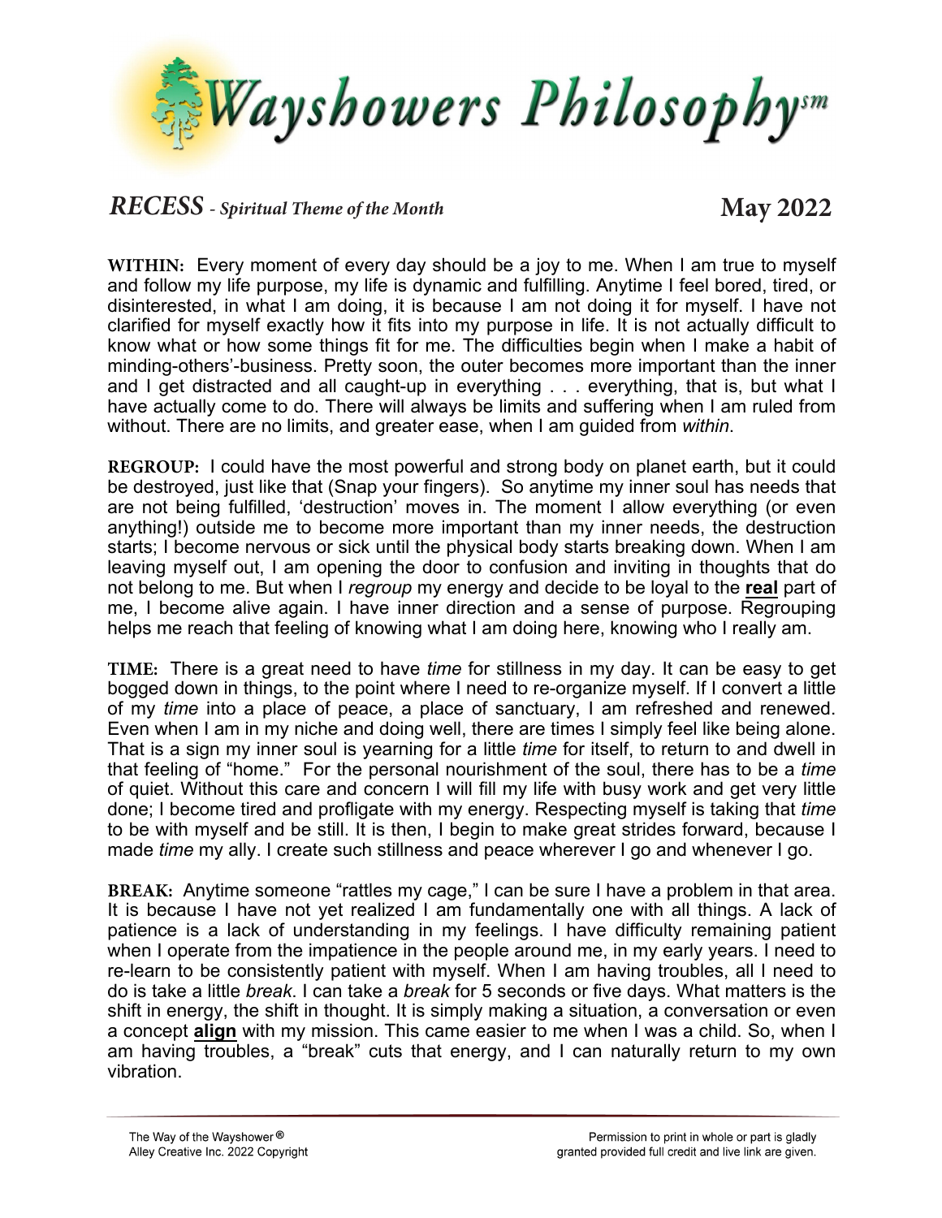# Wayshowers Philosophy℠

## *RECESS* - *Spiritual Theme of the Month* — May 2022

**WITHIN:** Every moment of every day should be a joy to me. When I am true to myself and follow my life purpose, my life is dynamic and fulfilling. Anytime I feel bored, tired, or disinterested, in what I am doing, it is because I am not doing it for myself. I have not clarified for myself exactly how it fits into my purpose in life. It is not actually difficult to know what or how some things fit for me. The difficulties begin when I make a habit of minding-others'-business. Pretty soon, the outer becomes more important than the inner and I get distracted and all caught-up in everything . . . everything, that is, but what I have actually come to do. There will always be limits and suffering when I am ruled from without. There are no limits, and greater ease, when I am guided from *within*.

**REGROUP:** I could have the most powerful and strong body on planet earth, but it could be destroyed, just like that (Snap your fingers). So anytime my inner soul has needs that are not being fulfilled, 'destruction' moves in. The moment I allow everything (or even anything!) outside me to become more important than my inner needs, the destruction starts; I become nervous or sick until the physical body starts breaking down. When I am leaving myself out, I am opening the door to confusion and inviting in thoughts that do not belong to me. But when I *regroup* my energy and decide to be loyal to the **real** part of me, I become alive again. I have inner direction and a sense of purpose. Regrouping helps me reach that feeling of knowing what I am doing here, knowing who I really am.

**TIME:** There is a great need to have *time* for stillness in my day. It can be easy to get bogged down in things, to the point where I need to re-organize myself. If I convert a little of my *time* into a place of peace, a place of sanctuary, I am refreshed and renewed. Even when I am in my niche and doing well, there are times I simply feel like being alone. That is a sign my inner soul is yearning for a little *time* for itself, to return to and dwell in that feeling of "home." For the personal nourishment of the soul, there has to be a *time* of quiet. Without this care and concern I will fill my life with busy work and get very little done; I become tired and profligate with my energy. Respecting myself is taking that *time* to be with myself and be still. It is then, I begin to make great strides forward, because I made *time* my ally. I create such stillness and peace wherever I go and whenever I go.

**BREAK:** Anytime someone "rattles my cage," I can be sure I have a problem in that area. It is because I have not yet realized I am fundamentally one with all things. A lack of patience is a lack of understanding in my feelings. I have difficulty remaining patient when I operate from the impatience in the people around me, in my early years. I need to re-learn to be consistently patient with myself. When I am having troubles, all I need to do is take a little *break*. I can take a *break* for 5 seconds or five days. What matters is the shift in energy, the shift in thought. It is simply making a situation, a conversation or even a concept **align** with my mission. This came easier to me when I was a child. So, when I am having troubles, a "break" cuts that energy, and I can naturally return to my own vibration.

The Way of the Wayshower®
Alley Creative Inc. 2022 Copyright

Permission to print in whole or part is gladly granted provided full credit and live link are given.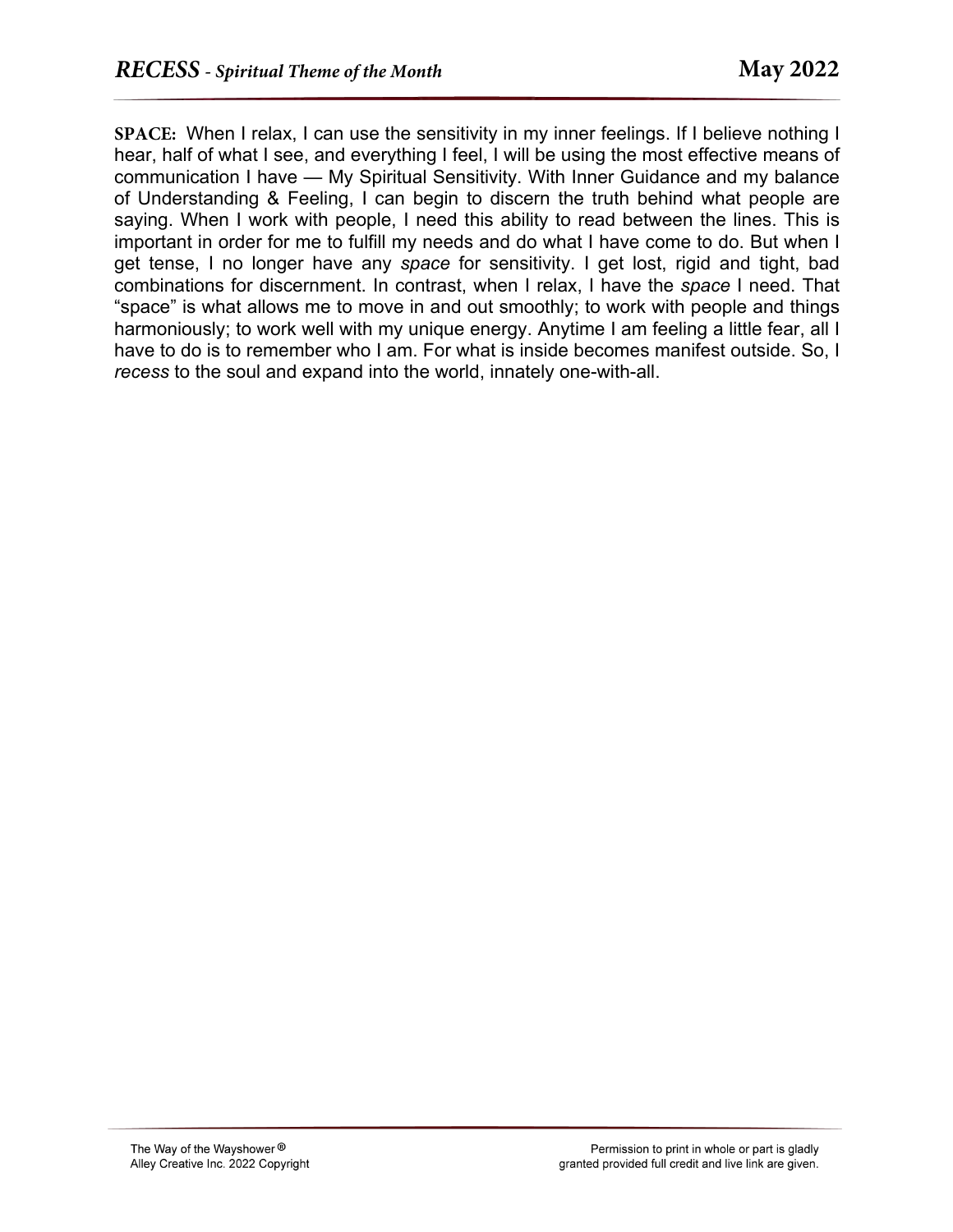**SPACE:** When I relax, I can use the sensitivity in my inner feelings. If I believe nothing I hear, half of what I see, and everything I feel, I will be using the most effective means of communication I have — My Spiritual Sensitivity. With Inner Guidance and my balance of Understanding & Feeling, I can begin to discern the truth behind what people are saying. When I work with people, I need this ability to read between the lines. This is important in order for me to fulfill my needs and do what I have come to do. But when I get tense, I no longer have any *space* for sensitivity. I get lost, rigid and tight, bad combinations for discernment. In contrast, when I relax, I have the *space* I need. That "space" is what allows me to move in and out smoothly; to work with people and things harmoniously; to work well with my unique energy. Anytime I am feeling a little fear, all I have to do is to remember who I am. For what is inside becomes manifest outside. So, I *recess* to the soul and expand into the world, innately one-with-all.